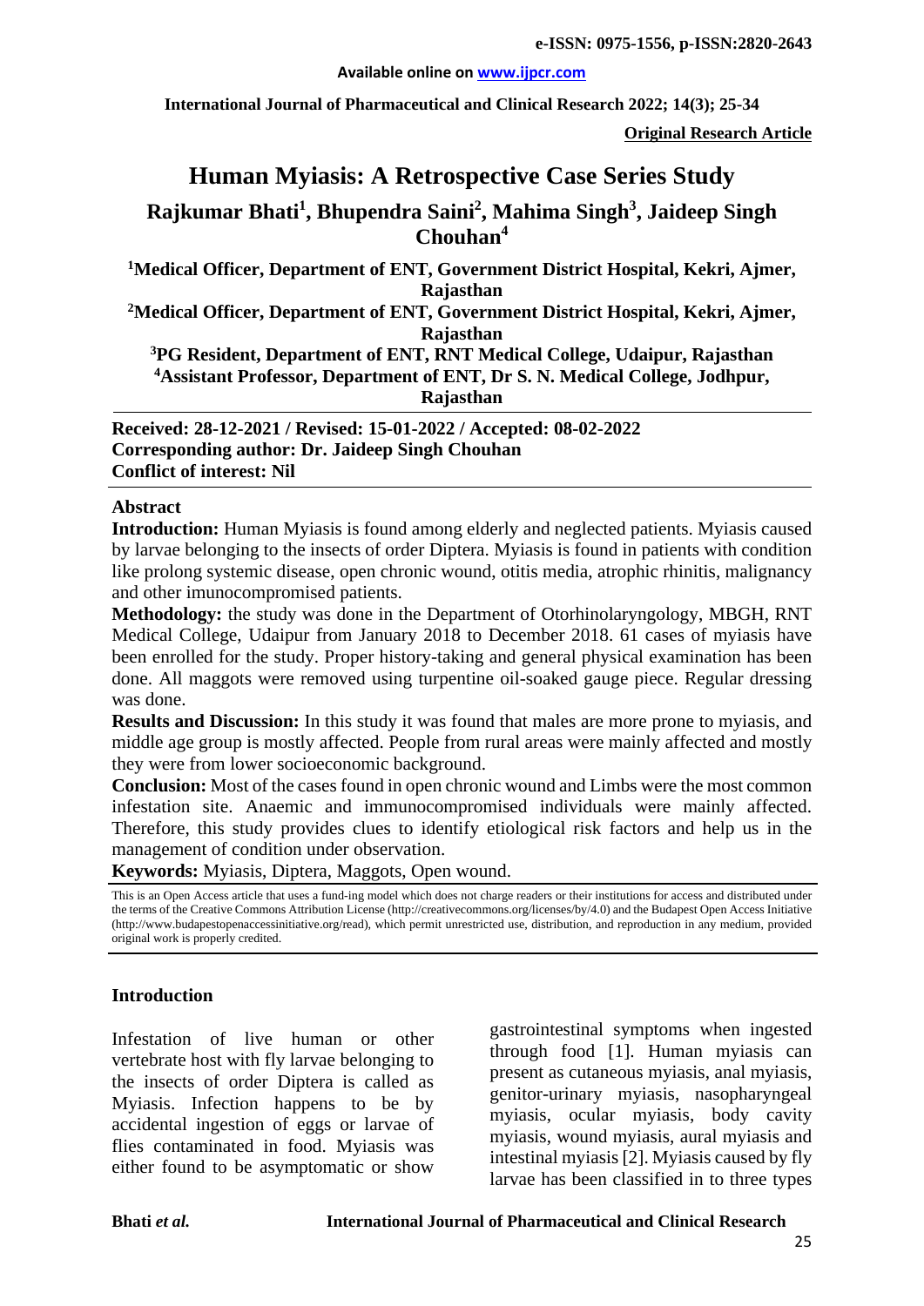**Original Research Article**

# Human Myiasis: A Retrospective Case Series Study

**Rajkumar Bhati[1], Bhupendra Saini[2], Mahima Singh[3], Jaideep Singh Chouhan[4]**

[1]Medical Officer, Department of ENT, Government District Hospital, Kekri, Ajmer, Rajasthan

[2]Medical Officer, Department of ENT, Government District Hospital, Kekri, Ajmer, Rajasthan

[3]PG Resident, Department of ENT, RNT Medical College, Udaipur, Rajasthan

[4]Assistant Professor, Department of ENT, Dr S. N. Medical College, Jodhpur, Rajasthan

**Received: 28-12-2021 / Revised: 15-01-2022 / Accepted: 08-02-2022**
**Corresponding author: Dr. Jaideep Singh Chouhan**
**Conflict of interest: Nil**

## Abstract

**Introduction:** Human Myiasis is found among elderly and neglected patients. Myiasis caused by larvae belonging to the insects of order Diptera. Myiasis is found in patients with condition like prolong systemic disease, open chronic wound, otitis media, atrophic rhinitis, malignancy and other imunocompromised patients.

**Methodology:** the study was done in the Department of Otorhinolaryngology, MBGH, RNT Medical College, Udaipur from January 2018 to December 2018. 61 cases of myiasis have been enrolled for the study. Proper history-taking and general physical examination has been done. All maggots were removed using turpentine oil-soaked gauge piece. Regular dressing was done.

**Results and Discussion:** In this study it was found that males are more prone to myiasis, and middle age group is mostly affected. People from rural areas were mainly affected and mostly they were from lower socioeconomic background.

**Conclusion:** Most of the cases found in open chronic wound and Limbs were the most common infestation site. Anaemic and immunocompromised individuals were mainly affected. Therefore, this study provides clues to identify etiological risk factors and help us in the management of condition under observation.

**Keywords:** Myiasis, Diptera, Maggots, Open wound.

This is an Open Access article that uses a fund-ing model which does not charge readers or their institutions for access and distributed under the terms of the Creative Commons Attribution License (http://creativecommons.org/licenses/by/4.0) and the Budapest Open Access Initiative (http://www.budapestopenaccessinitiative.org/read), which permit unrestricted use, distribution, and reproduction in any medium, provided original work is properly credited.

## Introduction

Infestation of live human or other vertebrate host with fly larvae belonging to the insects of order Diptera is called as Myiasis. Infection happens to be by accidental ingestion of eggs or larvae of flies contaminated in food. Myiasis was either found to be asymptomatic or show gastrointestinal symptoms when ingested through food [1]. Human myiasis can present as cutaneous myiasis, anal myiasis, genitor-urinary myiasis, nasopharyngeal myiasis, ocular myiasis, body cavity myiasis, wound myiasis, aural myiasis and intestinal myiasis [2]. Myiasis caused by fly larvae has been classified in to three types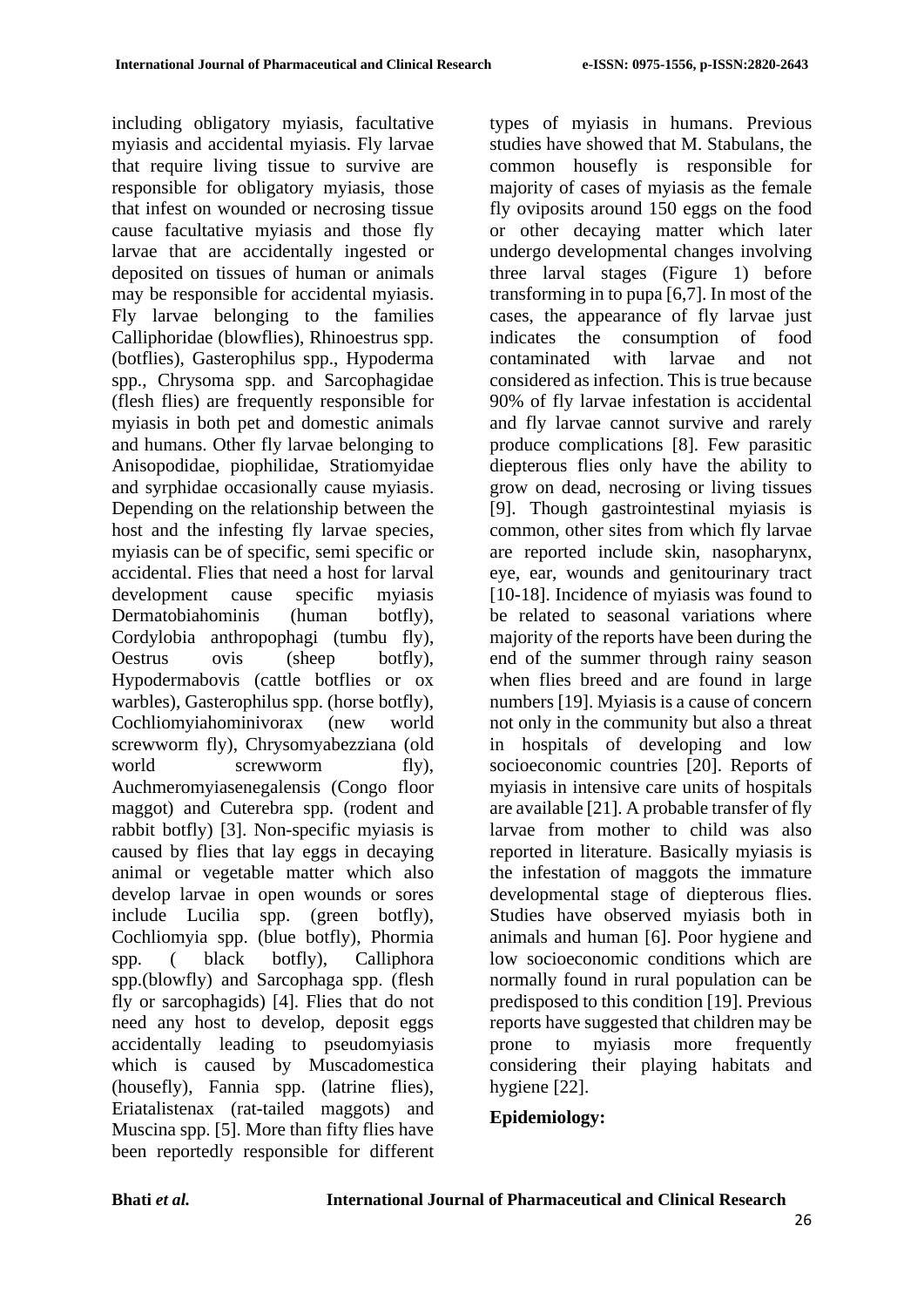including obligatory myiasis, facultative myiasis and accidental myiasis. Fly larvae that require living tissue to survive are responsible for obligatory myiasis, those that infest on wounded or necrosing tissue cause facultative myiasis and those fly larvae that are accidentally ingested or deposited on tissues of human or animals may be responsible for accidental myiasis. Fly larvae belonging to the families Calliphoridae (blowflies), Rhinoestrus spp. (botflies), Gasterophilus spp., Hypoderma spp., Chrysoma spp. and Sarcophagidae (flesh flies) are frequently responsible for myiasis in both pet and domestic animals and humans. Other fly larvae belonging to Anisopodidae, piophilidae, Stratiomyidae and syrphidae occasionally cause myiasis. Depending on the relationship between the host and the infesting fly larvae species, myiasis can be of specific, semi specific or accidental. Flies that need a host for larval development cause specific myiasis Dermatobiahominis (human botfly), Cordylobia anthropophagi (tumbu fly), Oestrus ovis (sheep botfly), Hypodermabovis (cattle botflies or ox warbles), Gasterophilus spp. (horse botfly), Cochliomyiahominivorax (new world screwworm fly), Chrysomyabezziana (old world screwworm fly), Auchmeromyiasenegalensis (Congo floor maggot) and Cuterebra spp. (rodent and rabbit botfly) [3]. Non-specific myiasis is caused by flies that lay eggs in decaying animal or vegetable matter which also develop larvae in open wounds or sores include Lucilia spp. (green botfly), Cochliomyia spp. (blue botfly), Phormia spp. ( black botfly), Calliphora spp.(blowfly) and Sarcophaga spp. (flesh fly or sarcophagids) [4]. Flies that do not need any host to develop, deposit eggs accidentally leading to pseudomyiasis which is caused by Muscadomestica (housefly), Fannia spp. (latrine flies), Eriatalistenax (rat-tailed maggots) and Muscina spp. [5]. More than fifty flies have been reportedly responsible for different types of myiasis in humans. Previous studies have showed that M. Stabulans, the common housefly is responsible for majority of cases of myiasis as the female fly oviposits around 150 eggs on the food or other decaying matter which later undergo developmental changes involving three larval stages (Figure 1) before transforming in to pupa [6,7]. In most of the cases, the appearance of fly larvae just indicates the consumption of food contaminated with larvae and not considered as infection. This is true because 90% of fly larvae infestation is accidental and fly larvae cannot survive and rarely produce complications [8]. Few parasitic diepterous flies only have the ability to grow on dead, necrosing or living tissues [9]. Though gastrointestinal myiasis is common, other sites from which fly larvae are reported include skin, nasopharynx, eye, ear, wounds and genitourinary tract [10-18]. Incidence of myiasis was found to be related to seasonal variations where majority of the reports have been during the end of the summer through rainy season when flies breed and are found in large numbers [19]. Myiasis is a cause of concern not only in the community but also a threat in hospitals of developing and low socioeconomic countries [20]. Reports of myiasis in intensive care units of hospitals are available [21]. A probable transfer of fly larvae from mother to child was also reported in literature. Basically myiasis is the infestation of maggots the immature developmental stage of diepterous flies. Studies have observed myiasis both in animals and human [6]. Poor hygiene and low socioeconomic conditions which are normally found in rural population can be predisposed to this condition [19]. Previous reports have suggested that children may be prone to myiasis more frequently considering their playing habitats and hygiene [22].

## Epidemiology: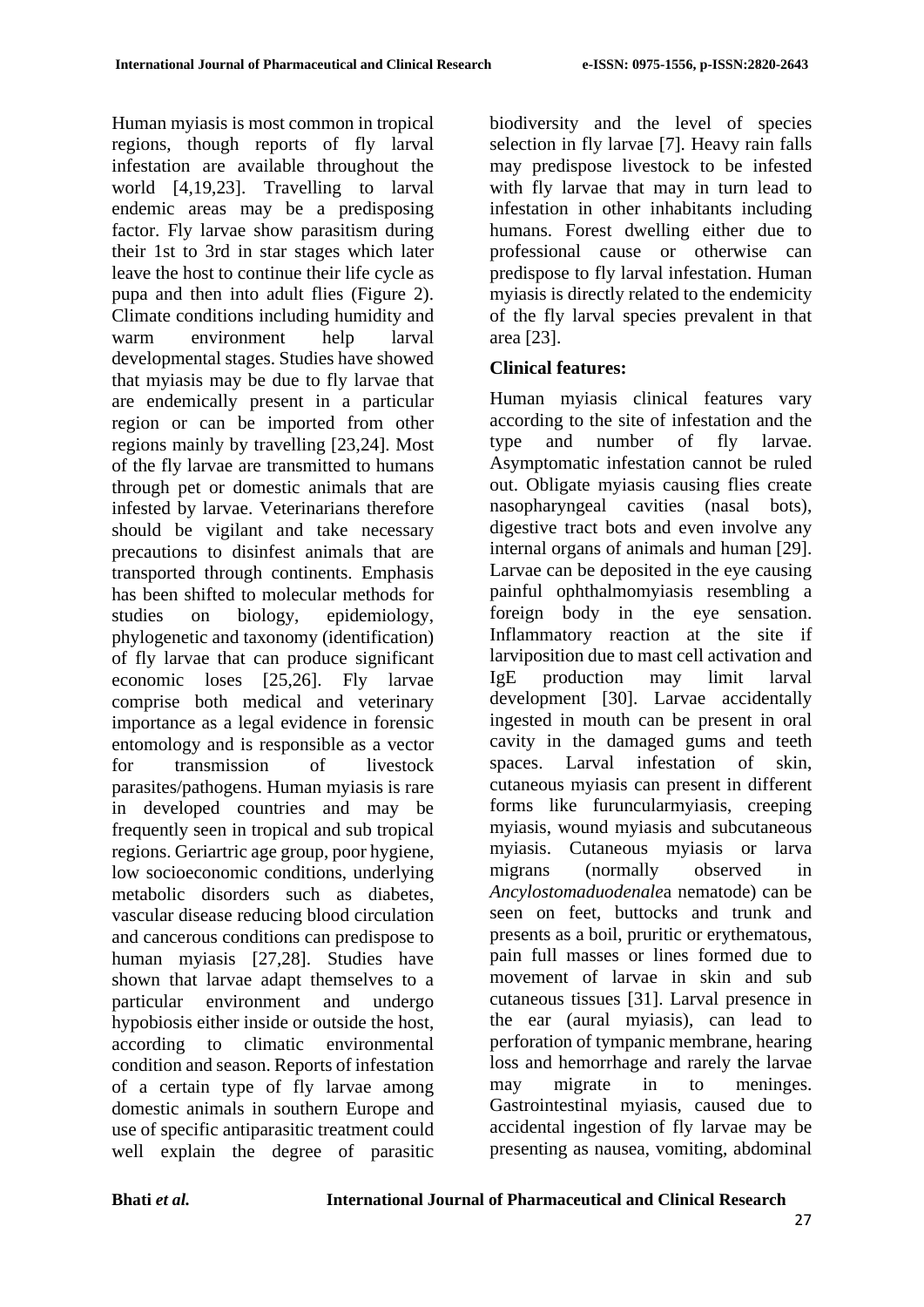Human myiasis is most common in tropical regions, though reports of fly larval infestation are available throughout the world [4,19,23]. Travelling to larval endemic areas may be a predisposing factor. Fly larvae show parasitism during their 1st to 3rd in star stages which later leave the host to continue their life cycle as pupa and then into adult flies (Figure 2). Climate conditions including humidity and warm environment help larval developmental stages. Studies have showed that myiasis may be due to fly larvae that are endemically present in a particular region or can be imported from other regions mainly by travelling [23,24]. Most of the fly larvae are transmitted to humans through pet or domestic animals that are infested by larvae. Veterinarians therefore should be vigilant and take necessary precautions to disinfest animals that are transported through continents. Emphasis has been shifted to molecular methods for studies on biology, epidemiology, phylogenetic and taxonomy (identification) of fly larvae that can produce significant economic loses [25,26]. Fly larvae comprise both medical and veterinary importance as a legal evidence in forensic entomology and is responsible as a vector for transmission of livestock parasites/pathogens. Human myiasis is rare in developed countries and may be frequently seen in tropical and sub tropical regions. Geriartric age group, poor hygiene, low socioeconomic conditions, underlying metabolic disorders such as diabetes, vascular disease reducing blood circulation and cancerous conditions can predispose to human myiasis [27,28]. Studies have shown that larvae adapt themselves to a particular environment and undergo hypobiosis either inside or outside the host, according to climatic environmental condition and season. Reports of infestation of a certain type of fly larvae among domestic animals in southern Europe and use of specific antiparasitic treatment could well explain the degree of parasitic biodiversity and the level of species selection in fly larvae [7]. Heavy rain falls may predispose livestock to be infested with fly larvae that may in turn lead to infestation in other inhabitants including humans. Forest dwelling either due to professional cause or otherwise can predispose to fly larval infestation. Human myiasis is directly related to the endemicity of the fly larval species prevalent in that area [23].

**Clinical features:**

Human myiasis clinical features vary according to the site of infestation and the type and number of fly larvae. Asymptomatic infestation cannot be ruled out. Obligate myiasis causing flies create nasopharyngeal cavities (nasal bots), digestive tract bots and even involve any internal organs of animals and human [29]. Larvae can be deposited in the eye causing painful ophthalmomyiasis resembling a foreign body in the eye sensation. Inflammatory reaction at the site if larviposition due to mast cell activation and IgE production may limit larval development [30]. Larvae accidentally ingested in mouth can be present in oral cavity in the damaged gums and teeth spaces. Larval infestation of skin, cutaneous myiasis can present in different forms like furuncularmyiasis, creeping myiasis, wound myiasis and subcutaneous myiasis. Cutaneous myiasis or larva migrans (normally observed in *Ancylostomaduodenale*a nematode) can be seen on feet, buttocks and trunk and presents as a boil, pruritic or erythematous, pain full masses or lines formed due to movement of larvae in skin and sub cutaneous tissues [31]. Larval presence in the ear (aural myiasis), can lead to perforation of tympanic membrane, hearing loss and hemorrhage and rarely the larvae may migrate in to meninges. Gastrointestinal myiasis, caused due to accidental ingestion of fly larvae may be presenting as nausea, vomiting, abdominal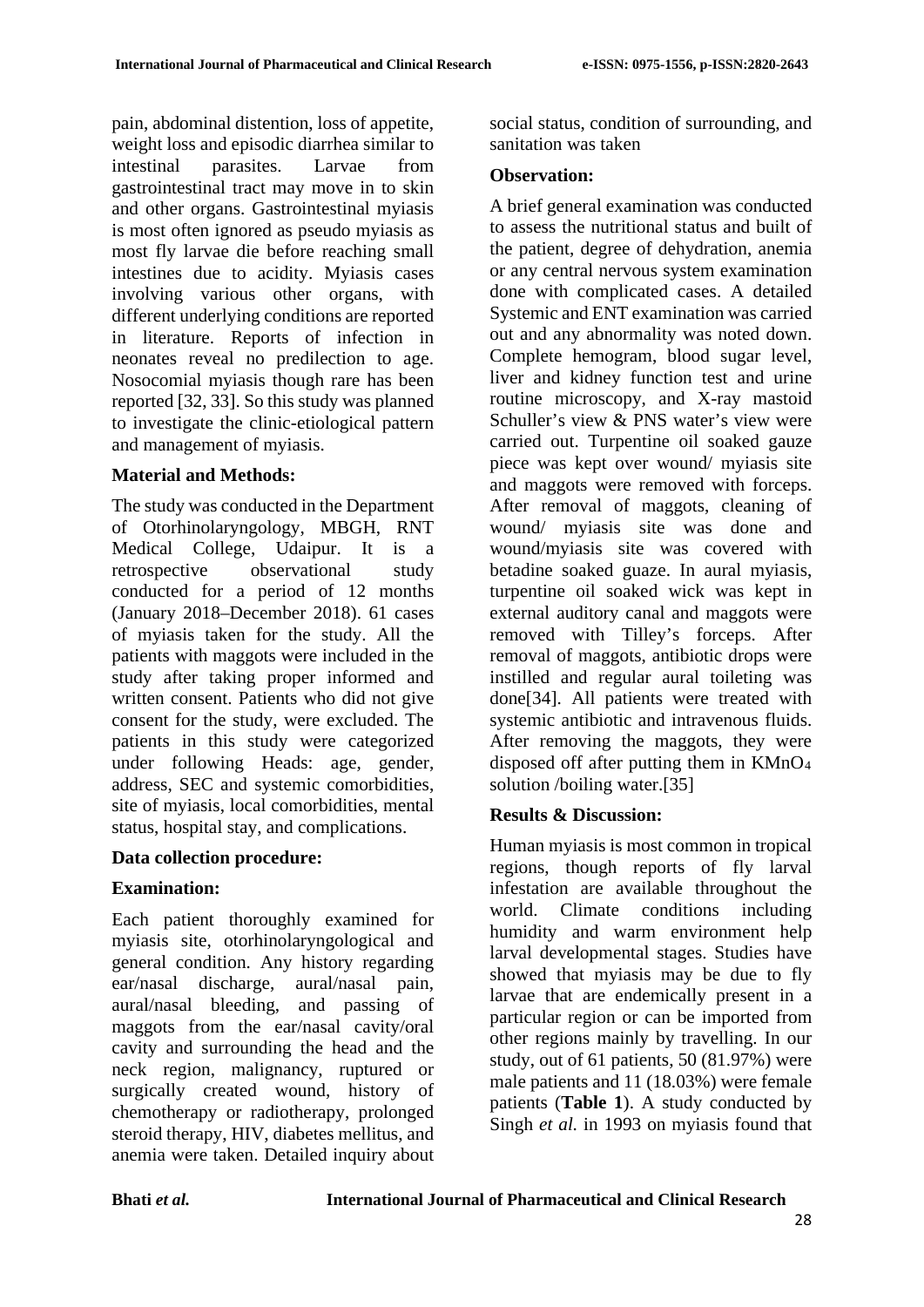pain, abdominal distention, loss of appetite, weight loss and episodic diarrhea similar to intestinal parasites. Larvae from gastrointestinal tract may move in to skin and other organs. Gastrointestinal myiasis is most often ignored as pseudo myiasis as most fly larvae die before reaching small intestines due to acidity. Myiasis cases involving various other organs, with different underlying conditions are reported in literature. Reports of infection in neonates reveal no predilection to age. Nosocomial myiasis though rare has been reported [32, 33]. So this study was planned to investigate the clinic-etiological pattern and management of myiasis.

## Material and Methods:

The study was conducted in the Department of Otorhinolaryngology, MBGH, RNT Medical College, Udaipur. It is a retrospective observational study conducted for a period of 12 months (January 2018–December 2018). 61 cases of myiasis taken for the study. All the patients with maggots were included in the study after taking proper informed and written consent. Patients who did not give consent for the study, were excluded. The patients in this study were categorized under following Heads: age, gender, address, SEC and systemic comorbidities, site of myiasis, local comorbidities, mental status, hospital stay, and complications.

### Data collection procedure:

### Examination:

Each patient thoroughly examined for myiasis site, otorhinolaryngological and general condition. Any history regarding ear/nasal discharge, aural/nasal pain, aural/nasal bleeding, and passing of maggots from the ear/nasal cavity/oral cavity and surrounding the head and the neck region, malignancy, ruptured or surgically created wound, history of chemotherapy or radiotherapy, prolonged steroid therapy, HIV, diabetes mellitus, and anemia were taken. Detailed inquiry about social status, condition of surrounding, and sanitation was taken

### Observation:

A brief general examination was conducted to assess the nutritional status and built of the patient, degree of dehydration, anemia or any central nervous system examination done with complicated cases. A detailed Systemic and ENT examination was carried out and any abnormality was noted down. Complete hemogram, blood sugar level, liver and kidney function test and urine routine microscopy, and X-ray mastoid Schuller's view & PNS water's view were carried out. Turpentine oil soaked gauze piece was kept over wound/ myiasis site and maggots were removed with forceps. After removal of maggots, cleaning of wound/ myiasis site was done and wound/myiasis site was covered with betadine soaked guaze. In aural myiasis, turpentine oil soaked wick was kept in external auditory canal and maggots were removed with Tilley's forceps. After removal of maggots, antibiotic drops were instilled and regular aural toileting was done[34]. All patients were treated with systemic antibiotic and intravenous fluids. After removing the maggots, they were disposed off after putting them in $KMnO_4$ solution /boiling water.[35]

## Results & Discussion:

Human myiasis is most common in tropical regions, though reports of fly larval infestation are available throughout the world. Climate conditions including humidity and warm environment help larval developmental stages. Studies have showed that myiasis may be due to fly larvae that are endemically present in a particular region or can be imported from other regions mainly by travelling. In our study, out of 61 patients, 50 (81.97%) were male patients and 11 (18.03%) were female patients (**Table 1**). A study conducted by Singh *et al.* in 1993 on myiasis found that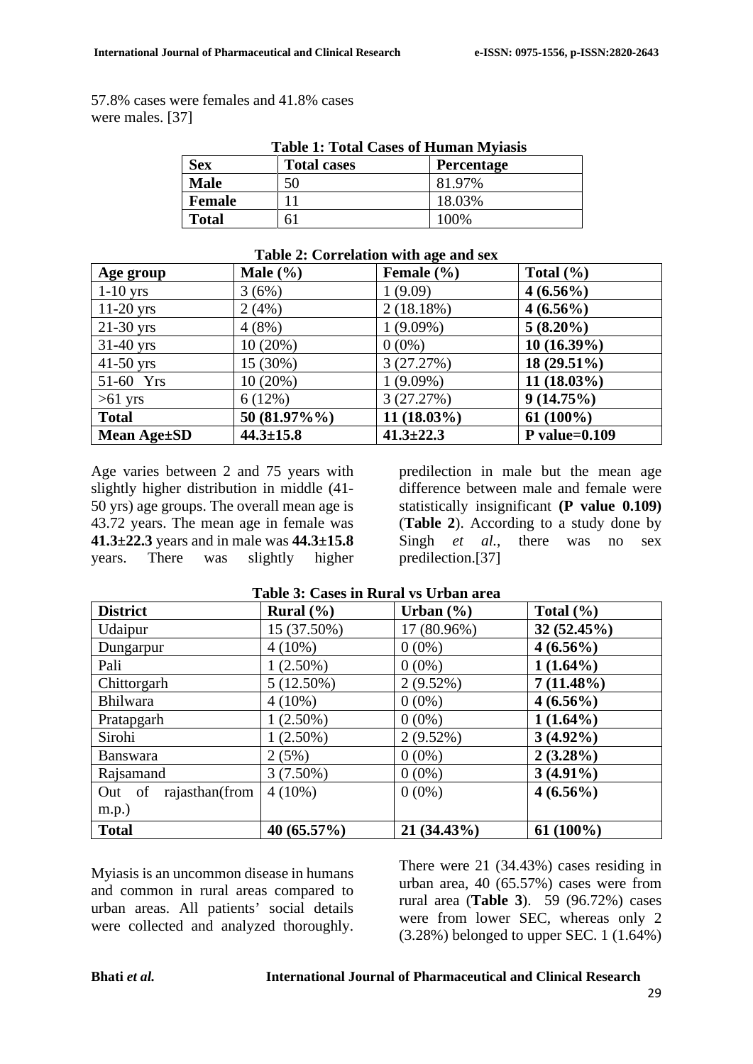57.8% cases were females and 41.8% cases were males. [37]

**Table 1: Total Cases of Human Myiasis**

| Sex | Total cases | Percentage |
|---|---|---|
| **Male** | 50 | 81.97% |
| **Female** | 11 | 18.03% |
| **Total** | 61 | 100% |

**Table 2: Correlation with age and sex**

| Age group | Male (%) | Female (%) | Total (%) |
|---|---|---|---|
| 1-10 yrs | 3 (6%) | 1 (9.09) | **4 (6.56%)** |
| 11-20 yrs | 2 (4%) | 2 (18.18%) | **4 (6.56%)** |
| 21-30 yrs | 4 (8%) | 1 (9.09%) | **5 (8.20%)** |
| 31-40 yrs | 10 (20%) | 0 (0%) | **10 (16.39%)** |
| 41-50 yrs | 15 (30%) | 3 (27.27%) | **18 (29.51%)** |
| 51-60 Yrs | 10 (20%) | 1 (9.09%) | **11 (18.03%)** |
| >61 yrs | 6 (12%) | 3 (27.27%) | **9 (14.75%)** |
| **Total** | **50 (81.97%%)** | **11 (18.03%)** | **61 (100%)** |
| **Mean Age±SD** | **44.3±15.8** | **41.3±22.3** | **P value=0.109** |

Age varies between 2 and 75 years with slightly higher distribution in middle (41-50 yrs) age groups. The overall mean age is 43.72 years. The mean age in female was **41.3±22.3** years and in male was **44.3±15.8** years. There was slightly higher predilection in male but the mean age difference between male and female were statistically insignificant **(P value 0.109)** (**Table 2**). According to a study done by Singh *et al.*, there was no sex predilection.[37]

**Table 3: Cases in Rural vs Urban area**

| District | Rural (%) | Urban (%) | Total (%) |
|---|---|---|---|
| Udaipur | 15 (37.50%) | 17 (80.96%) | **32 (52.45%)** |
| Dungarpur | 4 (10%) | 0 (0%) | **4 (6.56%)** |
| Pali | 1 (2.50%) | 0 (0%) | **1 (1.64%)** |
| Chittorgarh | 5 (12.50%) | 2 (9.52%) | **7 (11.48%)** |
| Bhilwara | 4 (10%) | 0 (0%) | **4 (6.56%)** |
| Pratapgarh | 1 (2.50%) | 0 (0%) | **1 (1.64%)** |
| Sirohi | 1 (2.50%) | 2 (9.52%) | **3 (4.92%)** |
| Banswara | 2 (5%) | 0 (0%) | **2 (3.28%)** |
| Rajsamand | 3 (7.50%) | 0 (0%) | **3 (4.91%)** |
| Out of rajasthan(from m.p.) | 4 (10%) | 0 (0%) | **4 (6.56%)** |
| **Total** | **40 (65.57%)** | **21 (34.43%)** | **61 (100%)** |

Myiasis is an uncommon disease in humans and common in rural areas compared to urban areas. All patients' social details were collected and analyzed thoroughly. There were 21 (34.43%) cases residing in urban area, 40 (65.57%) cases were from rural area (**Table 3**). 59 (96.72%) cases were from lower SEC, whereas only 2 (3.28%) belonged to upper SEC. 1 (1.64%)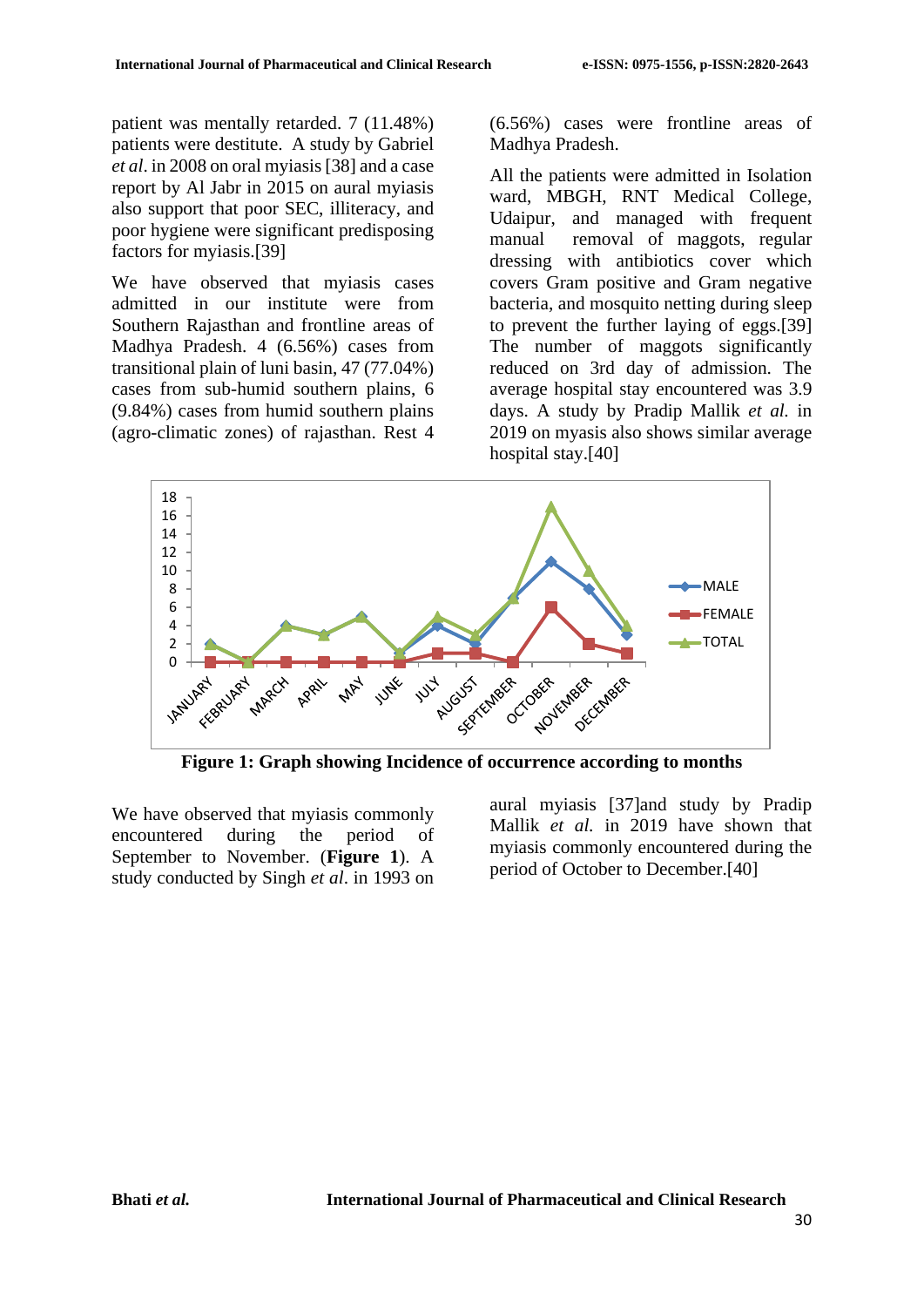patient was mentally retarded. 7 (11.48%) patients were destitute. A study by Gabriel *et al*. in 2008 on oral myiasis [38] and a case report by Al Jabr in 2015 on aural myiasis also support that poor SEC, illiteracy, and poor hygiene were significant predisposing factors for myiasis.[39]

We have observed that myiasis cases admitted in our institute were from Southern Rajasthan and frontline areas of Madhya Pradesh. 4 (6.56%) cases from transitional plain of luni basin, 47 (77.04%) cases from sub-humid southern plains, 6 (9.84%) cases from humid southern plains (agro-climatic zones) of rajasthan. Rest 4 (6.56%) cases were frontline areas of Madhya Pradesh.

All the patients were admitted in Isolation ward, MBGH, RNT Medical College, Udaipur, and managed with frequent manual removal of maggots, regular dressing with antibiotics cover which covers Gram positive and Gram negative bacteria, and mosquito netting during sleep to prevent the further laying of eggs.[39] The number of maggots significantly reduced on 3rd day of admission. The average hospital stay encountered was 3.9 days. A study by Pradip Mallik *et al.* in 2019 on myasis also shows similar average hospital stay.[40]

**Figure 1: Graph showing Incidence of occurrence according to months**

We have observed that myiasis commonly encountered during the period of September to November. (**Figure 1**). A study conducted by Singh *et al*. in 1993 on aural myiasis [37]and study by Pradip Mallik *et al.* in 2019 have shown that myiasis commonly encountered during the period of October to December.[40]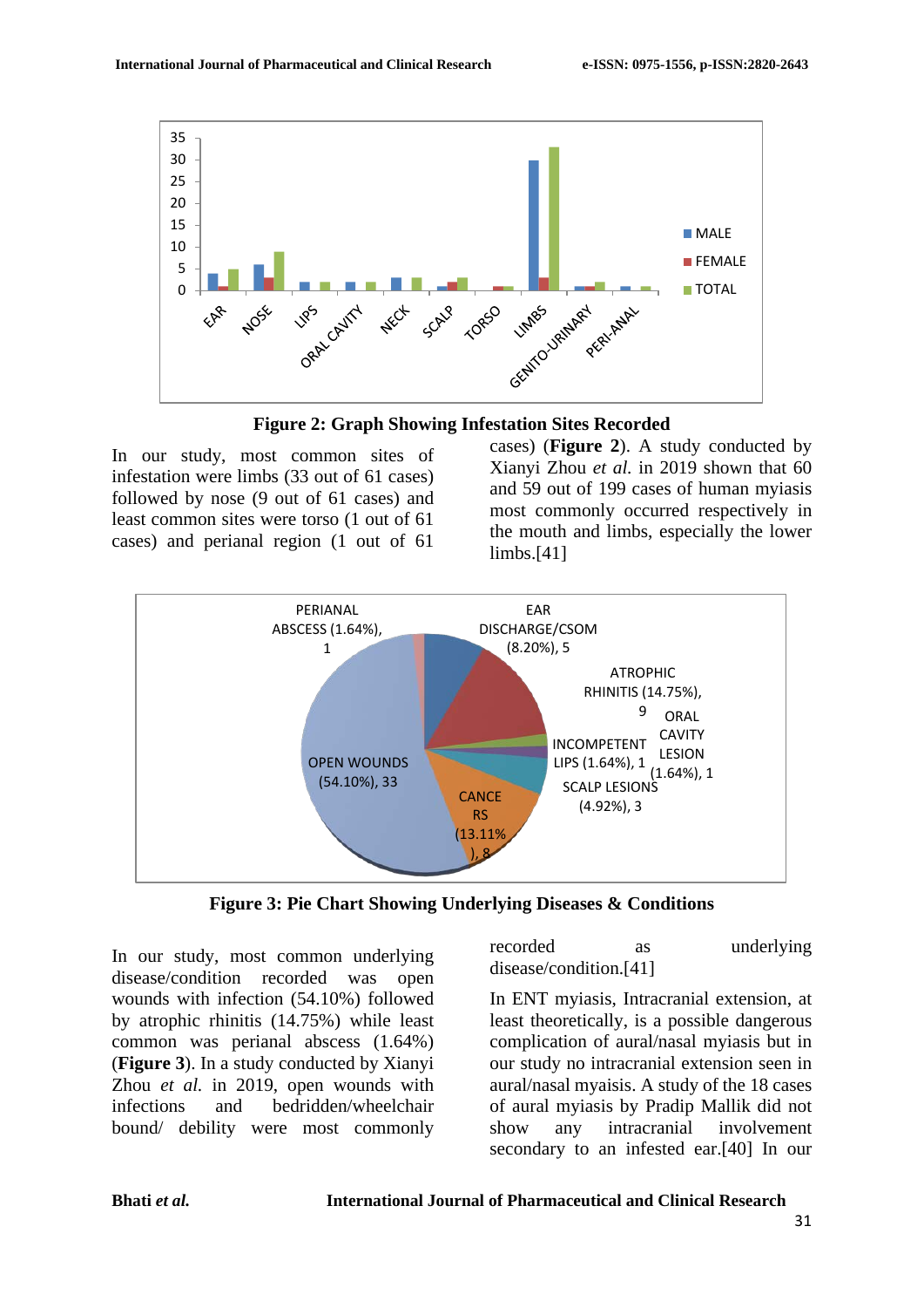**Figure 2: Graph Showing Infestation Sites Recorded**

In our study, most common sites of infestation were limbs (33 out of 61 cases) followed by nose (9 out of 61 cases) and least common sites were torso (1 out of 61 cases) and perianal region (1 out of 61 cases) (**Figure 2**). A study conducted by Xianyi Zhou *et al.* in 2019 shown that 60 and 59 out of 199 cases of human myiasis most commonly occurred respectively in the mouth and limbs, especially the lower limbs.[41]

**Figure 3: Pie Chart Showing Underlying Diseases & Conditions**

In our study, most common underlying disease/condition recorded was open wounds with infection (54.10%) followed by atrophic rhinitis (14.75%) while least common was perianal abscess (1.64%) (**Figure 3**). In a study conducted by Xianyi Zhou *et al.* in 2019, open wounds with infections and bedridden/wheelchair bound/ debility were most commonly recorded as underlying disease/condition.[41]

In ENT myiasis, Intracranial extension, at least theoretically, is a possible dangerous complication of aural/nasal myiasis but in our study no intracranial extension seen in aural/nasal myaisis. A study of the 18 cases of aural myiasis by Pradip Mallik did not show any intracranial involvement secondary to an infested ear.[40] In our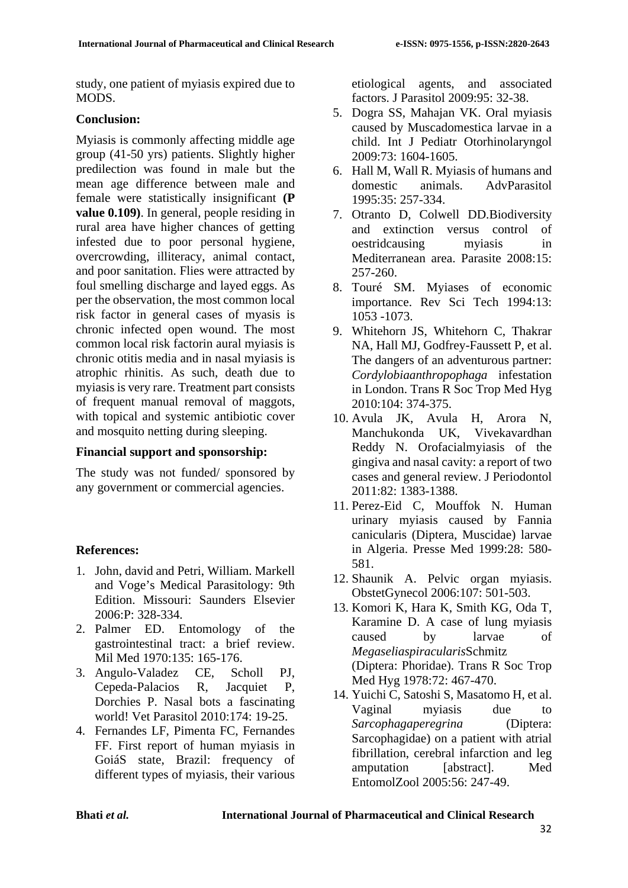study, one patient of myiasis expired due to MODS.

## Conclusion:

Myiasis is commonly affecting middle age group (41-50 yrs) patients. Slightly higher predilection was found in male but the mean age difference between male and female were statistically insignificant **(P value 0.109)**. In general, people residing in rural area have higher chances of getting infested due to poor personal hygiene, overcrowding, illiteracy, animal contact, and poor sanitation. Flies were attracted by foul smelling discharge and layed eggs. As per the observation, the most common local risk factor in general cases of myasis is chronic infected open wound. The most common local risk factorin aural myiasis is chronic otitis media and in nasal myiasis is atrophic rhinitis. As such, death due to myiasis is very rare. Treatment part consists of frequent manual removal of maggots, with topical and systemic antibiotic cover and mosquito netting during sleeping.

## Financial support and sponsorship:

The study was not funded/ sponsored by any government or commercial agencies.

## References:

1. John, david and Petri, William. Markell and Voge's Medical Parasitology: 9th Edition. Missouri: Saunders Elsevier 2006:P: 328-334.
2. Palmer ED. Entomology of the gastrointestinal tract: a brief review. Mil Med 1970:135: 165-176.
3. Angulo-Valadez CE, Scholl PJ, Cepeda-Palacios R, Jacquiet P, Dorchies P. Nasal bots a fascinating world! Vet Parasitol 2010:174: 19-25.
4. Fernandes LF, Pimenta FC, Fernandes FF. First report of human myiasis in GoiáS state, Brazil: frequency of different types of myiasis, their various etiological agents, and associated factors. J Parasitol 2009:95: 32-38.
5. Dogra SS, Mahajan VK. Oral myiasis caused by Muscadomestica larvae in a child. Int J Pediatr Otorhinolaryngol 2009:73: 1604-1605.
6. Hall M, Wall R. Myiasis of humans and domestic animals. AdvParasitol 1995:35: 257-334.
7. Otranto D, Colwell DD.Biodiversity and extinction versus control of oestridcausing myiasis in Mediterranean area. Parasite 2008:15: 257-260.
8. Touré SM. Myiases of economic importance. Rev Sci Tech 1994:13: 1053 -1073.
9. Whitehorn JS, Whitehorn C, Thakrar NA, Hall MJ, Godfrey-Faussett P, et al. The dangers of an adventurous partner: *Cordylobiaanthropophaga* infestation in London. Trans R Soc Trop Med Hyg 2010:104: 374-375.
10. Avula JK, Avula H, Arora N, Manchukonda UK, Vivekavardhan Reddy N. Orofacialmyiasis of the gingiva and nasal cavity: a report of two cases and general review. J Periodontol 2011:82: 1383-1388.
11. Perez-Eid C, Mouffok N. Human urinary myiasis caused by Fannia canicularis (Diptera, Muscidae) larvae in Algeria. Presse Med 1999:28: 580-581.
12. Shaunik A. Pelvic organ myiasis. ObstetGynecol 2006:107: 501-503.
13. Komori K, Hara K, Smith KG, Oda T, Karamine D. A case of lung myiasis caused by larvae of *Megaseliaspiracularis*Schmitz (Diptera: Phoridae). Trans R Soc Trop Med Hyg 1978:72: 467-470.
14. Yuichi C, Satoshi S, Masatomo H, et al. Vaginal myiasis due to *Sarcophagaperegrina* (Diptera: Sarcophagidae) on a patient with atrial fibrillation, cerebral infarction and leg amputation [abstract]. Med EntomolZool 2005:56: 247-49.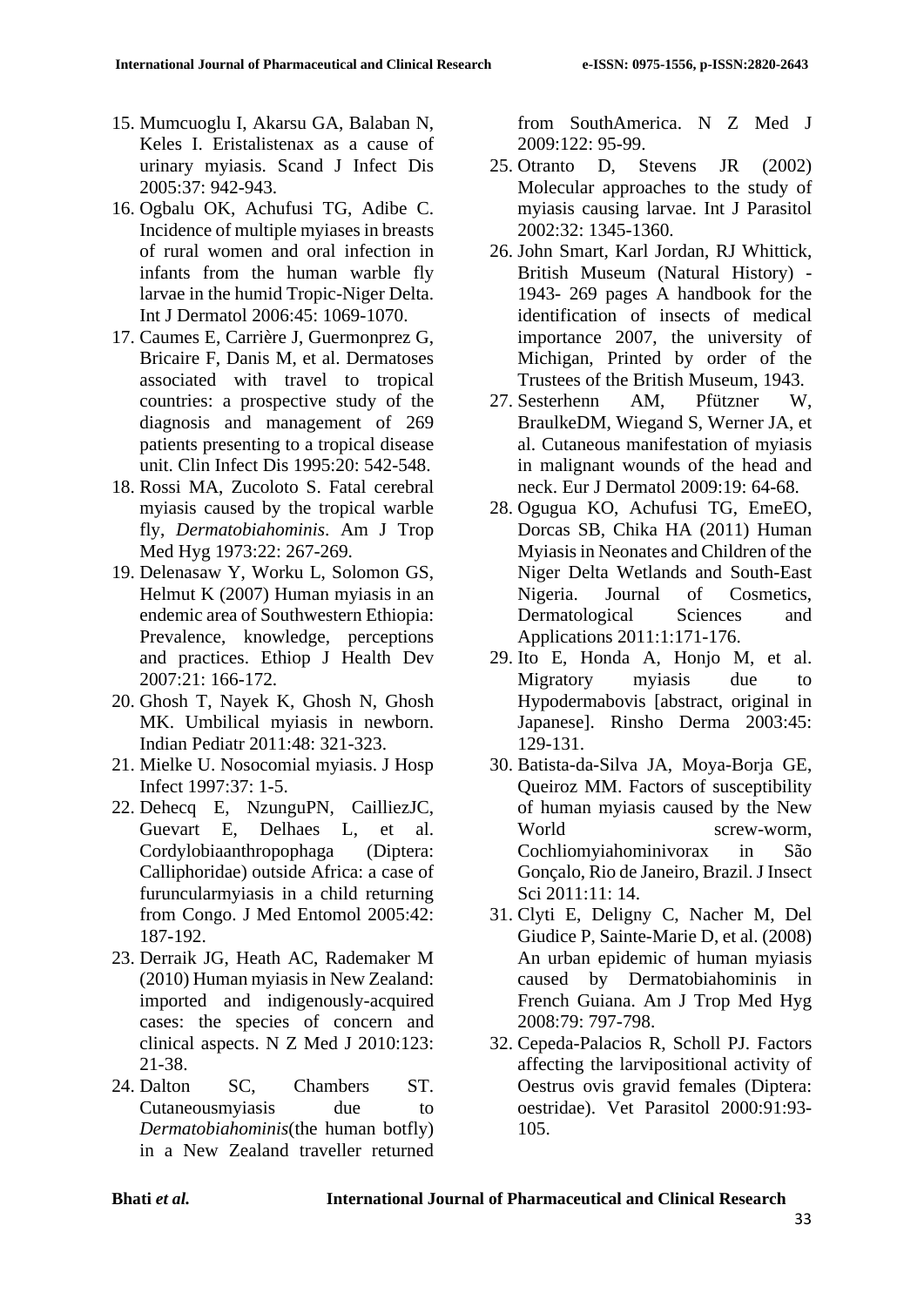15. Mumcuoglu I, Akarsu GA, Balaban N, Keles I. Eristalistenax as a cause of urinary myiasis. Scand J Infect Dis 2005:37: 942-943.
16. Ogbalu OK, Achufusi TG, Adibe C. Incidence of multiple myiases in breasts of rural women and oral infection in infants from the human warble fly larvae in the humid Tropic-Niger Delta. Int J Dermatol 2006:45: 1069-1070.
17. Caumes E, Carrière J, Guermonprez G, Bricaire F, Danis M, et al. Dermatoses associated with travel to tropical countries: a prospective study of the diagnosis and management of 269 patients presenting to a tropical disease unit. Clin Infect Dis 1995:20: 542-548.
18. Rossi MA, Zucoloto S. Fatal cerebral myiasis caused by the tropical warble fly, *Dermatobiahominis*. Am J Trop Med Hyg 1973:22: 267-269.
19. Delenasaw Y, Worku L, Solomon GS, Helmut K (2007) Human myiasis in an endemic area of Southwestern Ethiopia: Prevalence, knowledge, perceptions and practices. Ethiop J Health Dev 2007:21: 166-172.
20. Ghosh T, Nayek K, Ghosh N, Ghosh MK. Umbilical myiasis in newborn. Indian Pediatr 2011:48: 321-323.
21. Mielke U. Nosocomial myiasis. J Hosp Infect 1997:37: 1-5.
22. Dehecq E, NzunguPN, CailliezJC, Guevart E, Delhaes L, et al. Cordylobiaanthropophaga (Diptera: Calliphoridae) outside Africa: a case of furuncularmyiasis in a child returning from Congo. J Med Entomol 2005:42: 187-192.
23. Derraik JG, Heath AC, Rademaker M (2010) Human myiasis in New Zealand: imported and indigenously-acquired cases: the species of concern and clinical aspects. N Z Med J 2010:123: 21-38.
24. Dalton SC, Chambers ST. Cutaneousmyiasis due to *Dermatobiahominis*(the human botfly) in a New Zealand traveller returned from SouthAmerica. N Z Med J 2009:122: 95-99.
25. Otranto D, Stevens JR (2002) Molecular approaches to the study of myiasis causing larvae. Int J Parasitol 2002:32: 1345-1360.
26. John Smart, Karl Jordan, RJ Whittick, British Museum (Natural History) - 1943- 269 pages A handbook for the identification of insects of medical importance 2007, the university of Michigan, Printed by order of the Trustees of the British Museum, 1943.
27. Sesterhenn AM, Pfützner W, BraulkeDM, Wiegand S, Werner JA, et al. Cutaneous manifestation of myiasis in malignant wounds of the head and neck. Eur J Dermatol 2009:19: 64-68.
28. Ogugua KO, Achufusi TG, EmeEO, Dorcas SB, Chika HA (2011) Human Myiasis in Neonates and Children of the Niger Delta Wetlands and South-East Nigeria. Journal of Cosmetics, Dermatological Sciences and Applications 2011:1:171-176.
29. Ito E, Honda A, Honjo M, et al. Migratory myiasis due to Hypodermabovis [abstract, original in Japanese]. Rinsho Derma 2003:45: 129-131.
30. Batista-da-Silva JA, Moya-Borja GE, Queiroz MM. Factors of susceptibility of human myiasis caused by the New World screw-worm, Cochliomyiahominivorax in São Gonçalo, Rio de Janeiro, Brazil. J Insect Sci 2011:11: 14.
31. Clyti E, Deligny C, Nacher M, Del Giudice P, Sainte-Marie D, et al. (2008) An urban epidemic of human myiasis caused by Dermatobiahominis in French Guiana. Am J Trop Med Hyg 2008:79: 797-798.
32. Cepeda-Palacios R, Scholl PJ. Factors affecting the larvipositional activity of Oestrus ovis gravid females (Diptera: oestridae). Vet Parasitol 2000:91:93-105.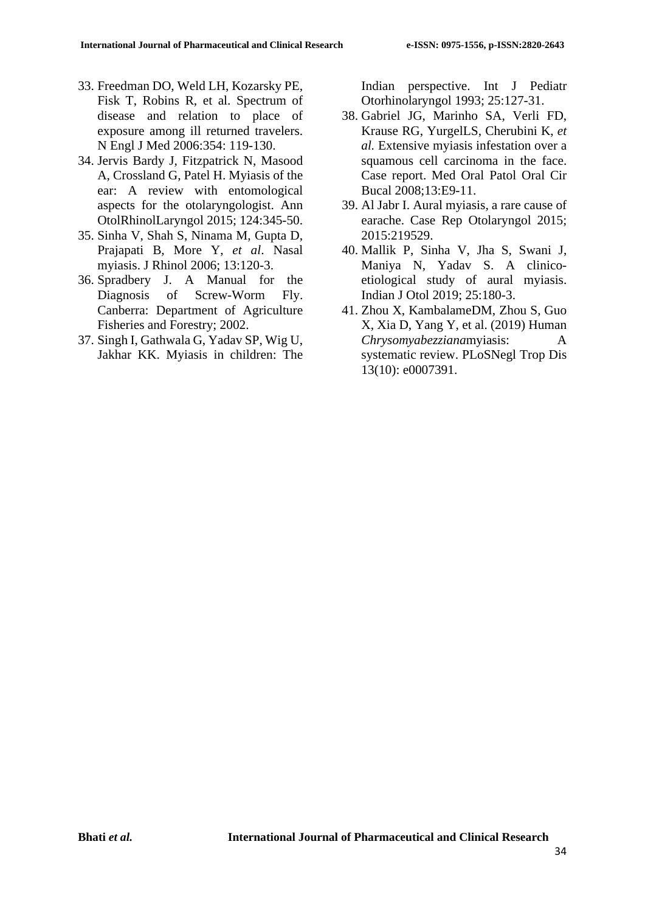33. Freedman DO, Weld LH, Kozarsky PE, Fisk T, Robins R, et al. Spectrum of disease and relation to place of exposure among ill returned travelers. N Engl J Med 2006:354: 119-130.
34. Jervis Bardy J, Fitzpatrick N, Masood A, Crossland G, Patel H. Myiasis of the ear: A review with entomological aspects for the otolaryngologist. Ann OtolRhinolLaryngol 2015; 124:345-50.
35. Sinha V, Shah S, Ninama M, Gupta D, Prajapati B, More Y, *et al*. Nasal myiasis. J Rhinol 2006; 13:120-3.
36. Spradbery J. A Manual for the Diagnosis of Screw-Worm Fly. Canberra: Department of Agriculture Fisheries and Forestry; 2002.
37. Singh I, Gathwala G, Yadav SP, Wig U, Jakhar KK. Myiasis in children: The Indian perspective. Int J Pediatr Otorhinolaryngol 1993; 25:127-31.
38. Gabriel JG, Marinho SA, Verli FD, Krause RG, YurgelLS, Cherubini K, *et al.* Extensive myiasis infestation over a squamous cell carcinoma in the face. Case report. Med Oral Patol Oral Cir Bucal 2008;13:E9-11.
39. Al Jabr I. Aural myiasis, a rare cause of earache. Case Rep Otolaryngol 2015; 2015:219529.
40. Mallik P, Sinha V, Jha S, Swani J, Maniya N, Yadav S. A clinico-etiological study of aural myiasis. Indian J Otol 2019; 25:180-3.
41. Zhou X, KambalameDM, Zhou S, Guo X, Xia D, Yang Y, et al. (2019) Human *Chrysomyabezziana*myiasis: A systematic review. PLoSNegl Trop Dis 13(10): e0007391.